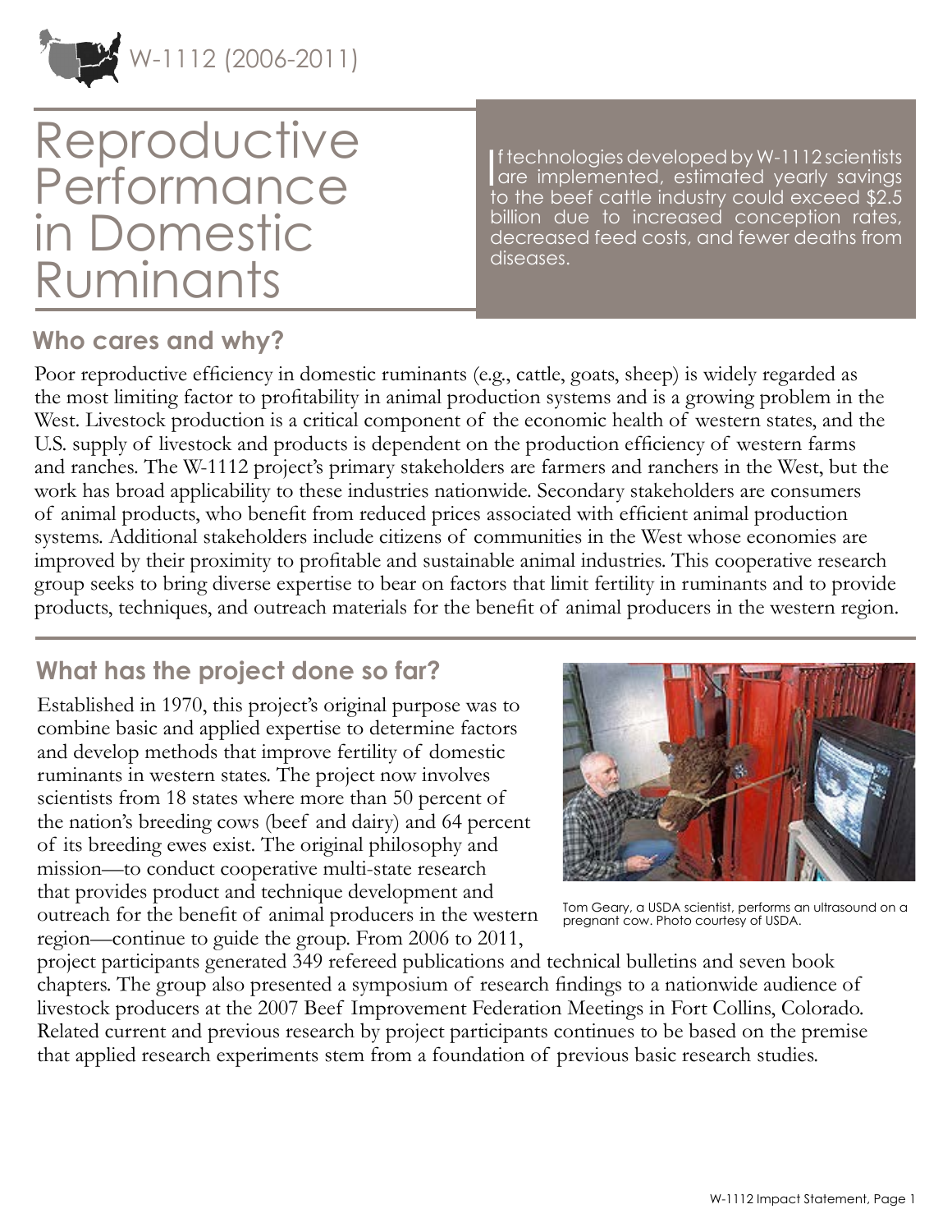W-1112 (2006-2011)

# Reproductive Performance in Domestic Ruminants

If technologies developed by W-1112 scientists are implemented, estimated yearly savings to the beef cattle industry could exceed $2.5 billion due to increased conception rates, decreased feed costs, and fewer deaths from diseases.

## Who cares and why?

Poor reproductive efficiency in domestic ruminants (e.g., cattle, goats, sheep) is widely regarded as the most limiting factor to profitability in animal production systems and is a growing problem in the West. Livestock production is a critical component of the economic health of western states, and the U.S. supply of livestock and products is dependent on the production efficiency of western farms and ranches. The W-1112 project's primary stakeholders are farmers and ranchers in the West, but the work has broad applicability to these industries nationwide. Secondary stakeholders are consumers of animal products, who benefit from reduced prices associated with efficient animal production systems. Additional stakeholders include citizens of communities in the West whose economies are improved by their proximity to profitable and sustainable animal industries. This cooperative research group seeks to bring diverse expertise to bear on factors that limit fertility in ruminants and to provide products, techniques, and outreach materials for the benefit of animal producers in the western region.

## What has the project done so far?

Established in 1970, this project's original purpose was to combine basic and applied expertise to determine factors and develop methods that improve fertility of domestic ruminants in western states. The project now involves scientists from 18 states where more than 50 percent of the nation's breeding cows (beef and dairy) and 64 percent of its breeding ewes exist. The original philosophy and mission—to conduct cooperative multi-state research that provides product and technique development and outreach for the benefit of animal producers in the western region—continue to guide the group. From 2006 to 2011, project participants generated 349 refereed publications and technical bulletins and seven book chapters. The group also presented a symposium of research findings to a nationwide audience of livestock producers at the 2007 Beef Improvement Federation Meetings in Fort Collins, Colorado. Related current and previous research by project participants continues to be based on the premise that applied research experiments stem from a foundation of previous basic research studies.

Tom Geary, a USDA scientist, performs an ultrasound on a pregnant cow. Photo courtesy of USDA.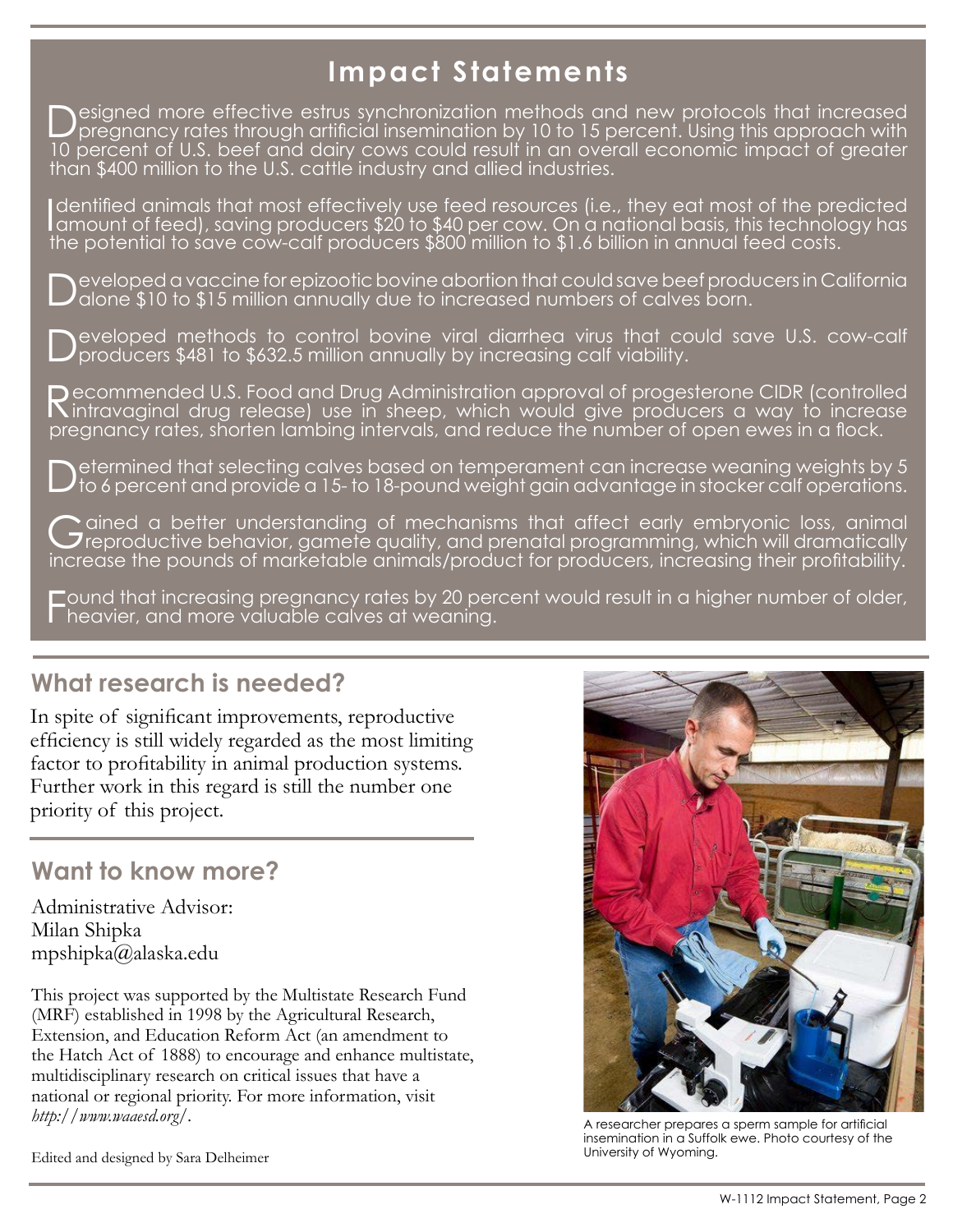## Impact Statements

Designed more effective estrus synchronization methods and new protocols that increased pregnancy rates through artificial insemination by 10 to 15 percent. Using this approach with 10 percent of U.S. beef and dairy cows could result in an overall economic impact of greater than $400 million to the U.S. cattle industry and allied industries.

Identified animals that most effectively use feed resources (i.e., they eat most of the predicted amount of feed), saving producers $20 to $40 per cow. On a national basis, this technology has the potential to save cow-calf producers $800 million to $1.6 billion in annual feed costs.

Developed a vaccine for epizootic bovine abortion that could save beef producers in California alone $10 to $15 million annually due to increased numbers of calves born.

Developed methods to control bovine viral diarrhea virus that could save U.S. cow-calf producers $481 to $632.5 million annually by increasing calf viability.

Recommended U.S. Food and Drug Administration approval of progesterone CIDR (controlled intravaginal drug release) use in sheep, which would give producers a way to increase pregnancy rates, shorten lambing intervals, and reduce the number of open ewes in a flock.

Determined that selecting calves based on temperament can increase weaning weights by 5 to 6 percent and provide a 15- to 18-pound weight gain advantage in stocker calf operations.

Gained a better understanding of mechanisms that affect early embryonic loss, animal reproductive behavior, gamete quality, and prenatal programming, which will dramatically increase the pounds of marketable animals/product for producers, increasing their profitability.

Found that increasing pregnancy rates by 20 percent would result in a higher number of older, heavier, and more valuable calves at weaning.

## What research is needed?

In spite of significant improvements, reproductive efficiency is still widely regarded as the most limiting factor to profitability in animal production systems. Further work in this regard is still the number one priority of this project.

## Want to know more?

Administrative Advisor:
Milan Shipka
mpshipka@alaska.edu

This project was supported by the Multistate Research Fund (MRF) established in 1998 by the Agricultural Research, Extension, and Education Reform Act (an amendment to the Hatch Act of 1888) to encourage and enhance multistate, multidisciplinary research on critical issues that have a national or regional priority. For more information, visit *http://www.waaesd.org/*.

Edited and designed by Sara Delheimer

A researcher prepares a sperm sample for artificial insemination in a Suffolk ewe. Photo courtesy of the University of Wyoming.